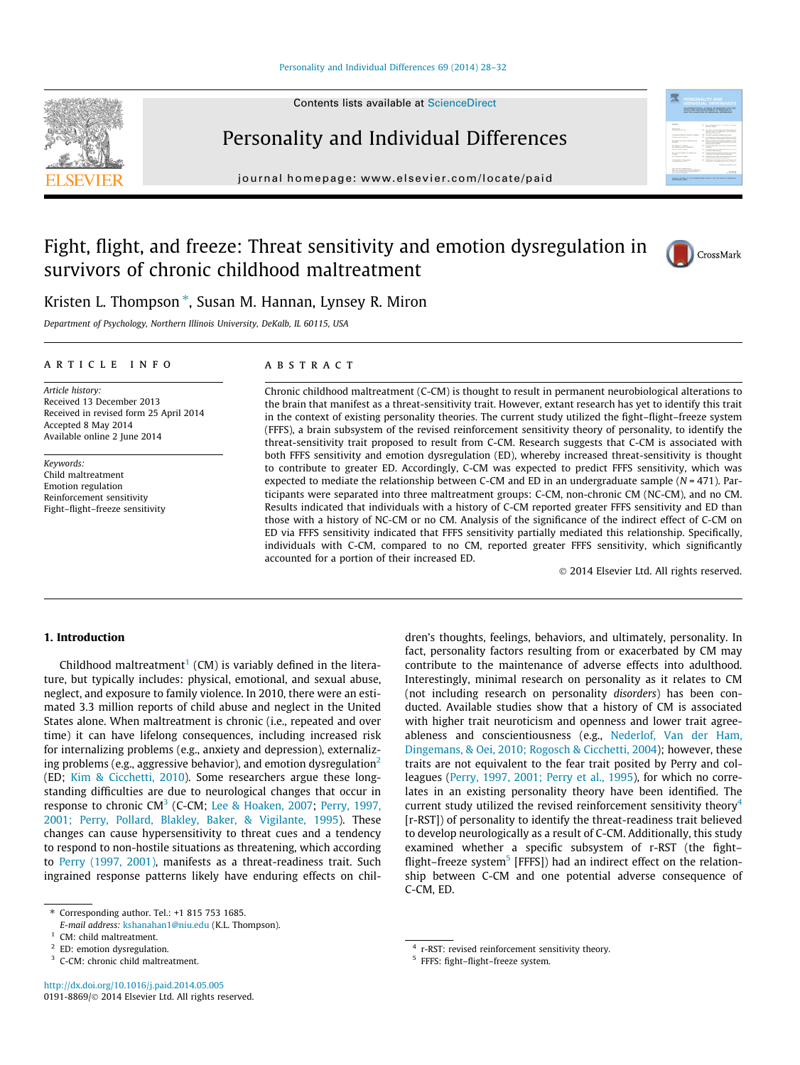# Fight, flight, and freeze: Threat sensitivity and emotion dysregulation in survivors of chronic childhood maltreatment

Kristen L. Thompson *, Susan M. Hannan, Lynsey R. Miron

*Department of Psychology, Northern Illinois University, DeKalb, IL 60115, USA*

## ARTICLE INFO

*Article history:*
Received 13 December 2013
Received in revised form 25 April 2014
Accepted 8 May 2014
Available online 2 June 2014

*Keywords:*
Child maltreatment
Emotion regulation
Reinforcement sensitivity
Fight–flight–freeze sensitivity

## ABSTRACT

Chronic childhood maltreatment (C-CM) is thought to result in permanent neurobiological alterations to the brain that manifest as a threat-sensitivity trait. However, extant research has yet to identify this trait in the context of existing personality theories. The current study utilized the fight–flight–freeze system (FFFS), a brain subsystem of the revised reinforcement sensitivity theory of personality, to identify the threat-sensitivity trait proposed to result from C-CM. Research suggests that C-CM is associated with both FFFS sensitivity and emotion dysregulation (ED), whereby increased threat-sensitivity is thought to contribute to greater ED. Accordingly, C-CM was expected to predict FFFS sensitivity, which was expected to mediate the relationship between C-CM and ED in an undergraduate sample ($N = 471$). Participants were separated into three maltreatment groups: C-CM, non-chronic CM (NC-CM), and no CM. Results indicated that individuals with a history of C-CM reported greater FFFS sensitivity and ED than those with a history of NC-CM or no CM. Analysis of the significance of the indirect effect of C-CM on ED via FFFS sensitivity indicated that FFFS sensitivity partially mediated this relationship. Specifically, individuals with C-CM, compared to no CM, reported greater FFFS sensitivity, which significantly accounted for a portion of their increased ED.

© 2014 Elsevier Ltd. All rights reserved.

## 1. Introduction

Childhood maltreatment[1] (CM) is variably defined in the literature, but typically includes: physical, emotional, and sexual abuse, neglect, and exposure to family violence. In 2010, there were an estimated 3.3 million reports of child abuse and neglect in the United States alone. When maltreatment is chronic (i.e., repeated and over time) it can have lifelong consequences, including increased risk for internalizing problems (e.g., anxiety and depression), externalizing problems (e.g., aggressive behavior), and emotion dysregulation[2] (ED; Kim & Cicchetti, 2010). Some researchers argue these long-standing difficulties are due to neurological changes that occur in response to chronic CM[3] (C-CM; Lee & Hoaken, 2007; Perry, 1997, 2001; Perry, Pollard, Blakley, Baker, & Vigilante, 1995). These changes can cause hypersensitivity to threat cues and a tendency to respond to non-hostile situations as threatening, which according to Perry (1997, 2001), manifests as a threat-readiness trait. Such ingrained response patterns likely have enduring effects on children's thoughts, feelings, behaviors, and ultimately, personality. In fact, personality factors resulting from or exacerbated by CM may contribute to the maintenance of adverse effects into adulthood. Interestingly, minimal research on personality as it relates to CM (not including research on personality *disorders*) has been conducted. Available studies show that a history of CM is associated with higher trait neuroticism and openness and lower trait agreeableness and conscientiousness (e.g., Nederlof, Van der Ham, Dingemans, & Oei, 2010; Rogosch & Cicchetti, 2004); however, these traits are not equivalent to the fear trait posited by Perry and colleagues (Perry, 1997, 2001; Perry et al., 1995), for which no correlates in an existing personality theory have been identified. The current study utilized the revised reinforcement sensitivity theory[4] [r-RST] of personality to identify the threat-readiness trait believed to develop neurologically as a result of C-CM. Additionally, this study examined whether a specific subsystem of r-RST (the fight–flight–freeze system[5] [FFFS]) had an indirect effect on the relationship between C-CM and one potential adverse consequence of C-CM, ED.

---

* Corresponding author. Tel.: +1 815 753 1685.
*E-mail address:* kshanahan1@niu.edu (K.L. Thompson).

[1] CM: child maltreatment.
[2] ED: emotion dysregulation.
[3] C-CM: chronic child maltreatment.
[4] r-RST: revised reinforcement sensitivity theory.
[5] FFFS: fight–flight–freeze system.

http://dx.doi.org/10.1016/j.paid.2014.05.005
0191-8869/© 2014 Elsevier Ltd. All rights reserved.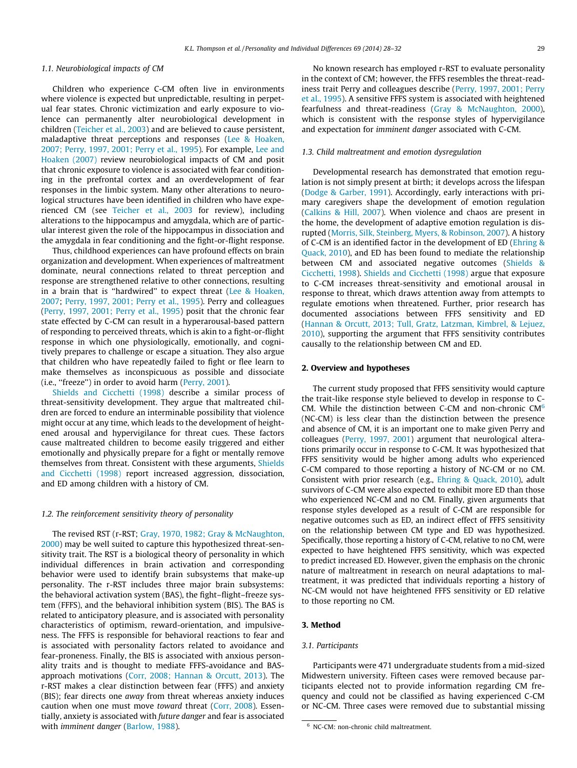### 1.1. Neurobiological impacts of CM

Children who experience C-CM often live in environments where violence is expected but unpredictable, resulting in perpetual fear states. Chronic victimization and early exposure to violence can permanently alter neurobiological development in children (Teicher et al., 2003) and are believed to cause persistent, maladaptive threat perceptions and responses (Lee & Hoaken, 2007; Perry, 1997, 2001; Perry et al., 1995). For example, Lee and Hoaken (2007) review neurobiological impacts of CM and posit that chronic exposure to violence is associated with fear conditioning in the prefrontal cortex and an overdevelopment of fear responses in the limbic system. Many other alterations to neurological structures have been identified in children who have experienced CM (see Teicher et al., 2003 for review), including alterations to the hippocampus and amygdala, which are of particular interest given the role of the hippocampus in dissociation and the amygdala in fear conditioning and the fight-or-flight response.

Thus, childhood experiences can have profound effects on brain organization and development. When experiences of maltreatment dominate, neural connections related to threat perception and response are strengthened relative to other connections, resulting in a brain that is "hardwired" to expect threat (Lee & Hoaken, 2007; Perry, 1997, 2001; Perry et al., 1995). Perry and colleagues (Perry, 1997, 2001; Perry et al., 1995) posit that the chronic fear state effected by C-CM can result in a hyperarousal-based pattern of responding to perceived threats, which is akin to a fight-or-flight response in which one physiologically, emotionally, and cognitively prepares to challenge or escape a situation. They also argue that children who have repeatedly failed to fight or flee learn to make themselves as inconspicuous as possible and dissociate (i.e., "freeze") in order to avoid harm (Perry, 2001).

Shields and Cicchetti (1998) describe a similar process of threat-sensitivity development. They argue that maltreated children are forced to endure an interminable possibility that violence might occur at any time, which leads to the development of heightened arousal and hypervigilance for threat cues. These factors cause maltreated children to become easily triggered and either emotionally and physically prepare for a fight or mentally remove themselves from threat. Consistent with these arguments, Shields and Cicchetti (1998) report increased aggression, dissociation, and ED among children with a history of CM.

### 1.2. The reinforcement sensitivity theory of personality

The revised RST (r-RST; Gray, 1970, 1982; Gray & McNaughton, 2000) may be well suited to capture this hypothesized threat-sensitivity trait. The RST is a biological theory of personality in which individual differences in brain activation and corresponding behavior were used to identify brain subsystems that make-up personality. The r-RST includes three major brain subsystems: the behavioral activation system (BAS), the fight–flight–freeze system (FFFS), and the behavioral inhibition system (BIS). The BAS is related to anticipatory pleasure, and is associated with personality characteristics of optimism, reward-orientation, and impulsiveness. The FFFS is responsible for behavioral reactions to fear and is associated with personality factors related to avoidance and fear-proneness. Finally, the BIS is associated with anxious personality traits and is thought to mediate FFFS-avoidance and BAS-approach motivations (Corr, 2008; Hannan & Orcutt, 2013). The r-RST makes a clear distinction between fear (FFFS) and anxiety (BIS); fear directs one *away* from threat whereas anxiety induces caution when one must move *toward* threat (Corr, 2008). Essentially, anxiety is associated with *future danger* and fear is associated with *imminent danger* (Barlow, 1988).

No known research has employed r-RST to evaluate personality in the context of CM; however, the FFFS resembles the threat-readiness trait Perry and colleagues describe (Perry, 1997, 2001; Perry et al., 1995). A sensitive FFFS system is associated with heightened fearfulness and threat-readiness (Gray & McNaughton, 2000), which is consistent with the response styles of hypervigilance and expectation for *imminent danger* associated with C-CM.

### 1.3. Child maltreatment and emotion dysregulation

Developmental research has demonstrated that emotion regulation is not simply present at birth; it develops across the lifespan (Dodge & Garber, 1991). Accordingly, early interactions with primary caregivers shape the development of emotion regulation (Calkins & Hill, 2007). When violence and chaos are present in the home, the development of adaptive emotion regulation is disrupted (Morris, Silk, Steinberg, Myers, & Robinson, 2007). A history of C-CM is an identified factor in the development of ED (Ehring & Quack, 2010), and ED has been found to mediate the relationship between CM and associated negative outcomes (Shields & Cicchetti, 1998). Shields and Cicchetti (1998) argue that exposure to C-CM increases threat-sensitivity and emotional arousal in response to threat, which draws attention away from attempts to regulate emotions when threatened. Further, prior research has documented associations between FFFS sensitivity and ED (Hannan & Orcutt, 2013; Tull, Gratz, Latzman, Kimbrel, & Lejuez, 2010), supporting the argument that FFFS sensitivity contributes causally to the relationship between CM and ED.

## 2. Overview and hypotheses

The current study proposed that FFFS sensitivity would capture the trait-like response style believed to develop in response to C-CM. While the distinction between C-CM and non-chronic CM[6] (NC-CM) is less clear than the distinction between the presence and absence of CM, it is an important one to make given Perry and colleagues (Perry, 1997, 2001) argument that neurological alterations primarily occur in response to C-CM. It was hypothesized that FFFS sensitivity would be higher among adults who experienced C-CM compared to those reporting a history of NC-CM or no CM. Consistent with prior research (e.g., Ehring & Quack, 2010), adult survivors of C-CM were also expected to exhibit more ED than those who experienced NC-CM and no CM. Finally, given arguments that response styles developed as a result of C-CM are responsible for negative outcomes such as ED, an indirect effect of FFFS sensitivity on the relationship between CM type and ED was hypothesized. Specifically, those reporting a history of C-CM, relative to no CM, were expected to have heightened FFFS sensitivity, which was expected to predict increased ED. However, given the emphasis on the chronic nature of maltreatment in research on neural adaptations to maltreatment, it was predicted that individuals reporting a history of NC-CM would not have heightened FFFS sensitivity or ED relative to those reporting no CM.

## 3. Method

### 3.1. Participants

Participants were 471 undergraduate students from a mid-sized Midwestern university. Fifteen cases were removed because participants elected not to provide information regarding CM frequency and could not be classified as having experienced C-CM or NC-CM. Three cases were removed due to substantial missing

[6] NC-CM: non-chronic child maltreatment.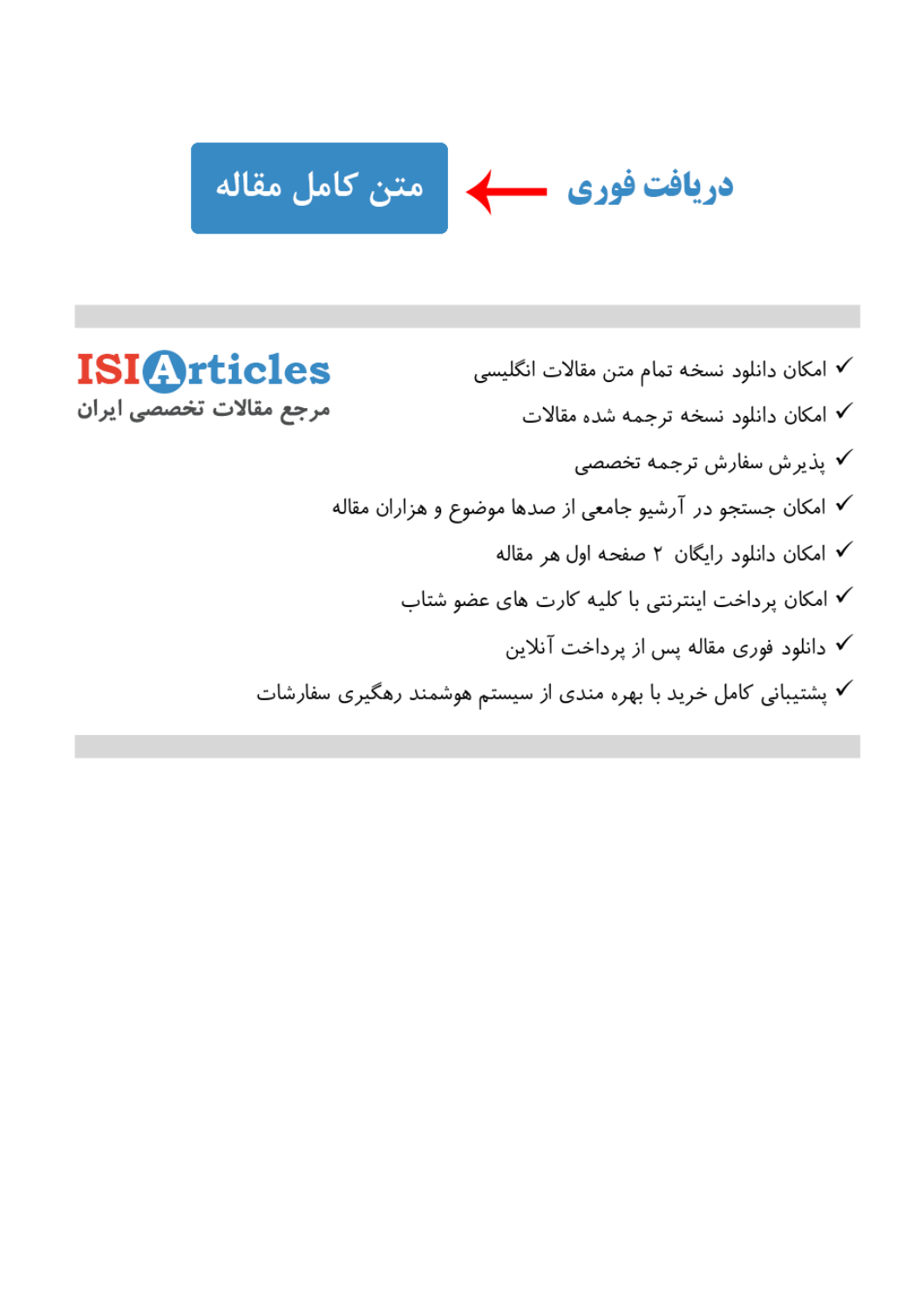دریافت فوری ← **متن کامل مقاله**

**ISIArticles**
مرجع مقالات تخصصی ایران

- ✓ امکان دانلود نسخه تمام متن مقالات انگلیسی
- ✓ امکان دانلود نسخه ترجمه شده مقالات
- ✓ پذیرش سفارش ترجمه تخصصی
- ✓ امکان جستجو در آرشیو جامعی از صدها موضوع و هزاران مقاله
- ✓ امکان دانلود رایگان ۲ صفحه اول هر مقاله
- ✓ امکان پرداخت اینترنتی با کلیه کارت های عضو شتاب
- ✓ دانلود فوری مقاله پس از پرداخت آنلاین
- ✓ پشتیبانی کامل خرید با بهره مندی از سیستم هوشمند رهگیری سفارشات